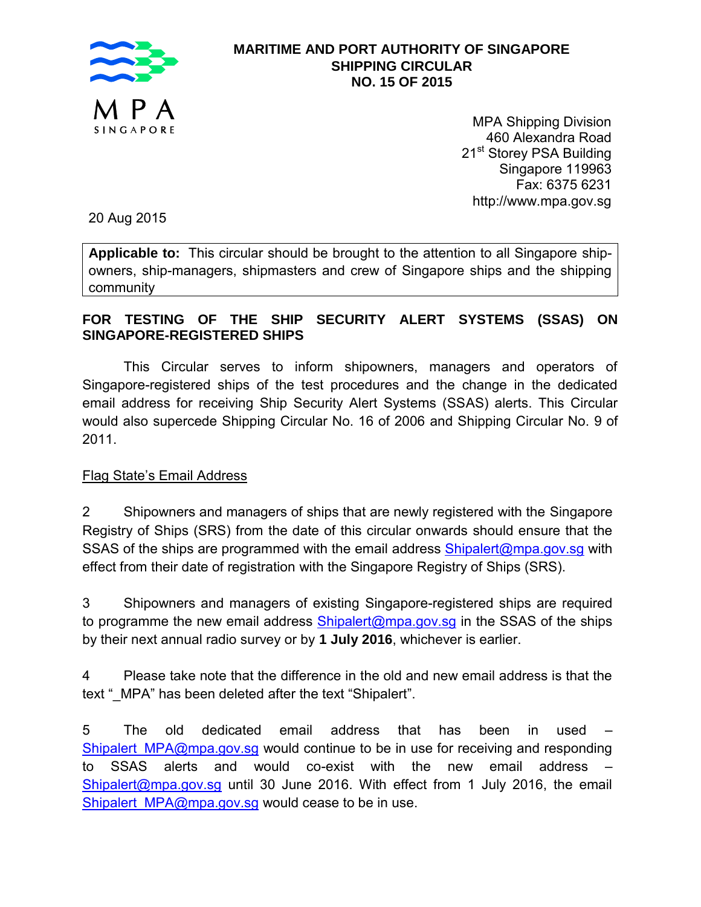**MARITIME AND PORT AUTHORITY OF SINGAPORE**
**SHIPPING CIRCULAR**
**NO. 15 OF 2015**

MPA Shipping Division
460 Alexandra Road
21st Storey PSA Building
Singapore 119963
Fax: 6375 6231
http://www.mpa.gov.sg

20 Aug 2015

**Applicable to:** This circular should be brought to the attention to all Singapore ship-owners, ship-managers, shipmasters and crew of Singapore ships and the shipping community

**FOR TESTING OF THE SHIP SECURITY ALERT SYSTEMS (SSAS) ON SINGAPORE-REGISTERED SHIPS**

This Circular serves to inform shipowners, managers and operators of Singapore-registered ships of the test procedures and the change in the dedicated email address for receiving Ship Security Alert Systems (SSAS) alerts. This Circular would also supercede Shipping Circular No. 16 of 2006 and Shipping Circular No. 9 of 2011.

Flag State's Email Address

2 Shipowners and managers of ships that are newly registered with the Singapore Registry of Ships (SRS) from the date of this circular onwards should ensure that the SSAS of the ships are programmed with the email address Shipalert@mpa.gov.sg with effect from their date of registration with the Singapore Registry of Ships (SRS).

3 Shipowners and managers of existing Singapore-registered ships are required to programme the new email address Shipalert@mpa.gov.sg in the SSAS of the ships by their next annual radio survey or by **1 July 2016**, whichever is earlier.

4 Please take note that the difference in the old and new email address is that the text "_MPA" has been deleted after the text "Shipalert".

5 The old dedicated email address that has been in used – Shipalert_MPA@mpa.gov.sg would continue to be in use for receiving and responding to SSAS alerts and would co-exist with the new email address – Shipalert@mpa.gov.sg until 30 June 2016. With effect from 1 July 2016, the email Shipalert_MPA@mpa.gov.sg would cease to be in use.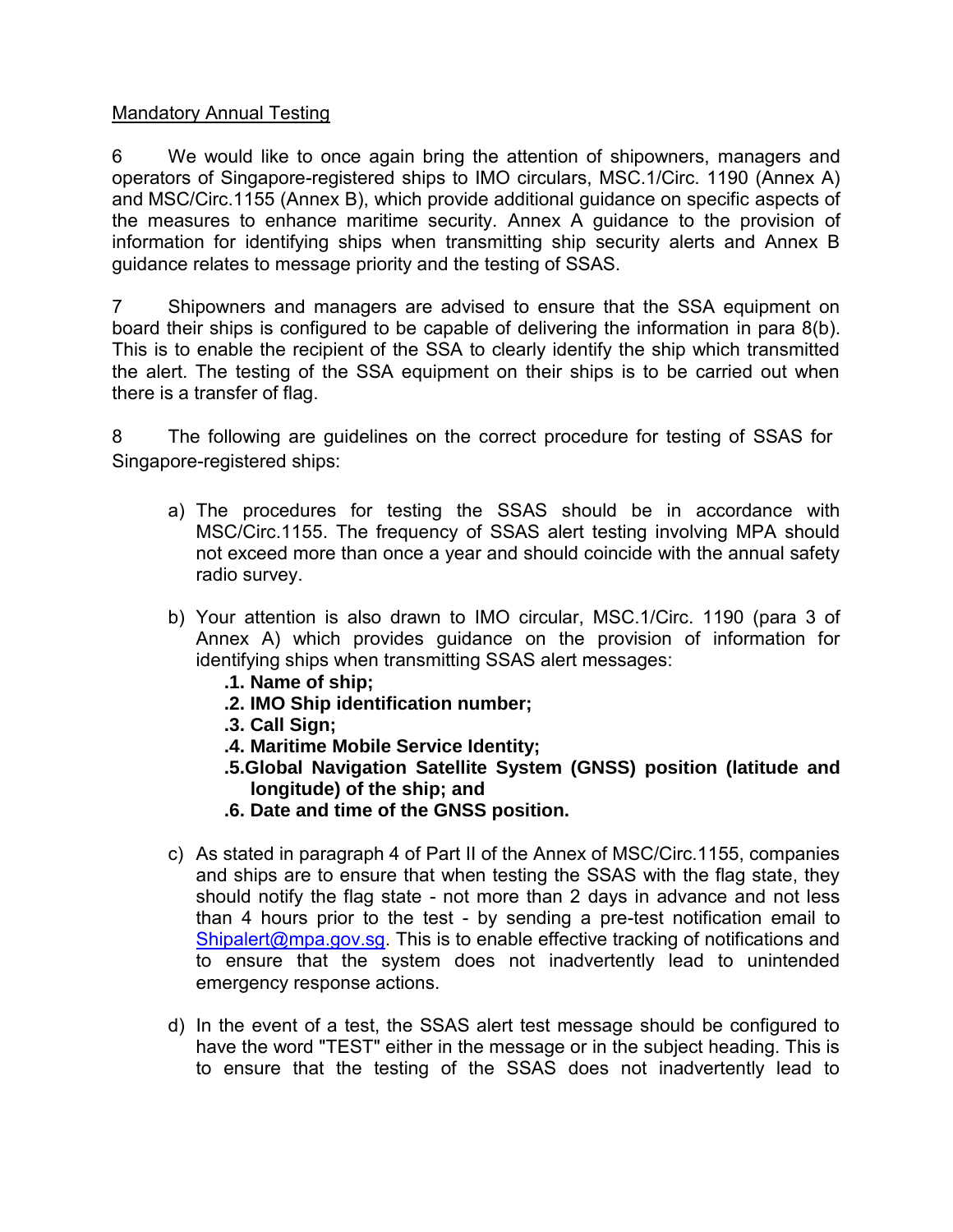Mandatory Annual Testing

6 We would like to once again bring the attention of shipowners, managers and operators of Singapore-registered ships to IMO circulars, MSC.1/Circ. 1190 (Annex A) and MSC/Circ.1155 (Annex B), which provide additional guidance on specific aspects of the measures to enhance maritime security. Annex A guidance to the provision of information for identifying ships when transmitting ship security alerts and Annex B guidance relates to message priority and the testing of SSAS.

7 Shipowners and managers are advised to ensure that the SSA equipment on board their ships is configured to be capable of delivering the information in para 8(b). This is to enable the recipient of the SSA to clearly identify the ship which transmitted the alert. The testing of the SSA equipment on their ships is to be carried out when there is a transfer of flag.

8 The following are guidelines on the correct procedure for testing of SSAS for Singapore-registered ships:

a) The procedures for testing the SSAS should be in accordance with MSC/Circ.1155. The frequency of SSAS alert testing involving MPA should not exceed more than once a year and should coincide with the annual safety radio survey.

b) Your attention is also drawn to IMO circular, MSC.1/Circ. 1190 (para 3 of Annex A) which provides guidance on the provision of information for identifying ships when transmitting SSAS alert messages:
   **.1. Name of ship;**
   **.2. IMO Ship identification number;**
   **.3. Call Sign;**
   **.4. Maritime Mobile Service Identity;**
   **.5.Global Navigation Satellite System (GNSS) position (latitude and longitude) of the ship; and**
   **.6. Date and time of the GNSS position.**

c) As stated in paragraph 4 of Part II of the Annex of MSC/Circ.1155, companies and ships are to ensure that when testing the SSAS with the flag state, they should notify the flag state - not more than 2 days in advance and not less than 4 hours prior to the test - by sending a pre-test notification email to Shipalert@mpa.gov.sg. This is to enable effective tracking of notifications and to ensure that the system does not inadvertently lead to unintended emergency response actions.

d) In the event of a test, the SSAS alert test message should be configured to have the word "TEST" either in the message or in the subject heading. This is to ensure that the testing of the SSAS does not inadvertently lead to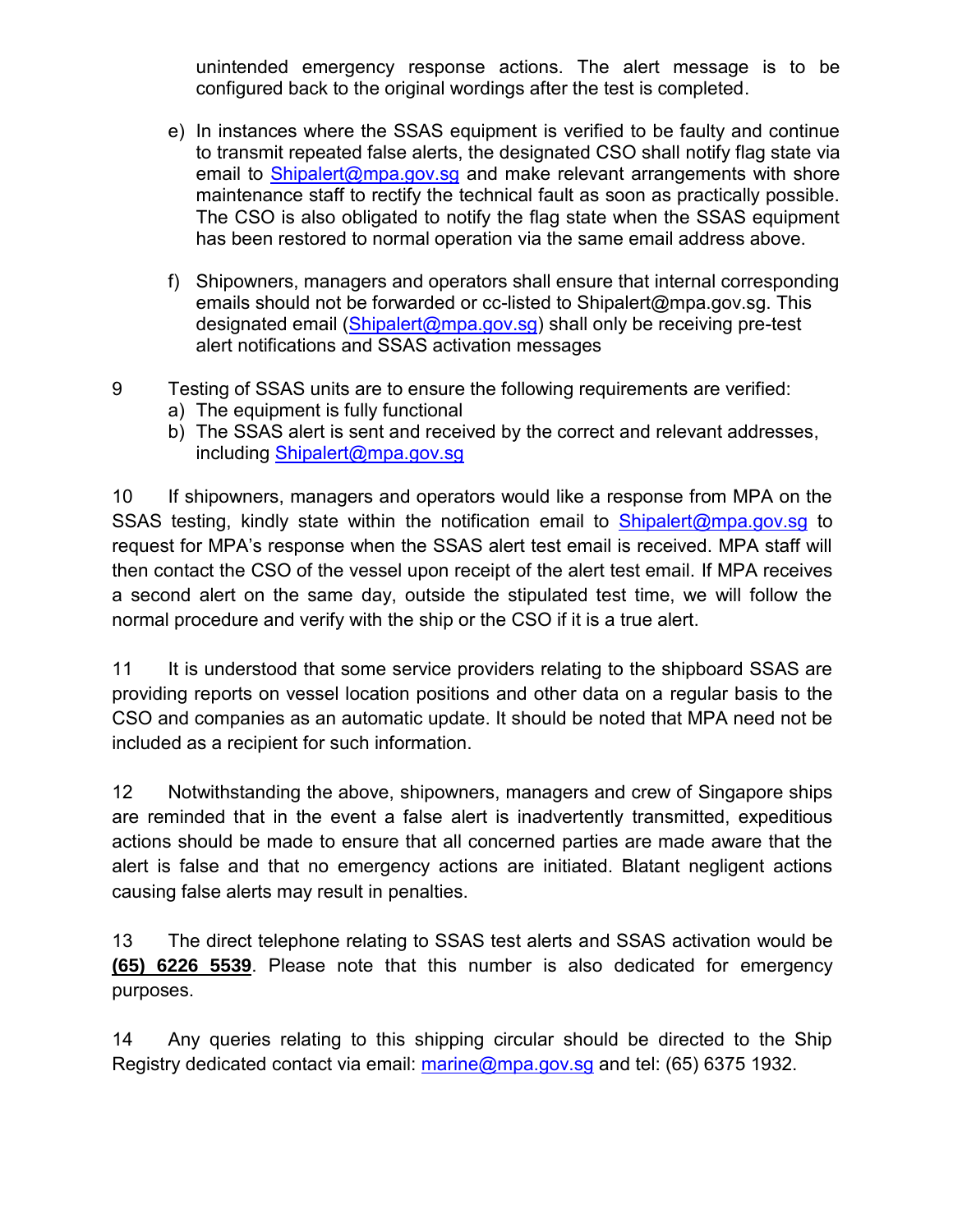unintended emergency response actions. The alert message is to be configured back to the original wordings after the test is completed.

e) In instances where the SSAS equipment is verified to be faulty and continue to transmit repeated false alerts, the designated CSO shall notify flag state via email to Shipalert@mpa.gov.sg and make relevant arrangements with shore maintenance staff to rectify the technical fault as soon as practically possible. The CSO is also obligated to notify the flag state when the SSAS equipment has been restored to normal operation via the same email address above.

f) Shipowners, managers and operators shall ensure that internal corresponding emails should not be forwarded or cc-listed to Shipalert@mpa.gov.sg. This designated email (Shipalert@mpa.gov.sg) shall only be receiving pre-test alert notifications and SSAS activation messages

9 Testing of SSAS units are to ensure the following requirements are verified:

a) The equipment is fully functional
b) The SSAS alert is sent and received by the correct and relevant addresses, including Shipalert@mpa.gov.sg

10 If shipowners, managers and operators would like a response from MPA on the SSAS testing, kindly state within the notification email to Shipalert@mpa.gov.sg to request for MPA's response when the SSAS alert test email is received. MPA staff will then contact the CSO of the vessel upon receipt of the alert test email. If MPA receives a second alert on the same day, outside the stipulated test time, we will follow the normal procedure and verify with the ship or the CSO if it is a true alert.

11 It is understood that some service providers relating to the shipboard SSAS are providing reports on vessel location positions and other data on a regular basis to the CSO and companies as an automatic update. It should be noted that MPA need not be included as a recipient for such information.

12 Notwithstanding the above, shipowners, managers and crew of Singapore ships are reminded that in the event a false alert is inadvertently transmitted, expeditious actions should be made to ensure that all concerned parties are made aware that the alert is false and that no emergency actions are initiated. Blatant negligent actions causing false alerts may result in penalties.

13 The direct telephone relating to SSAS test alerts and SSAS activation would be **(65) 6226 5539**. Please note that this number is also dedicated for emergency purposes.

14 Any queries relating to this shipping circular should be directed to the Ship Registry dedicated contact via email: marine@mpa.gov.sg and tel: (65) 6375 1932.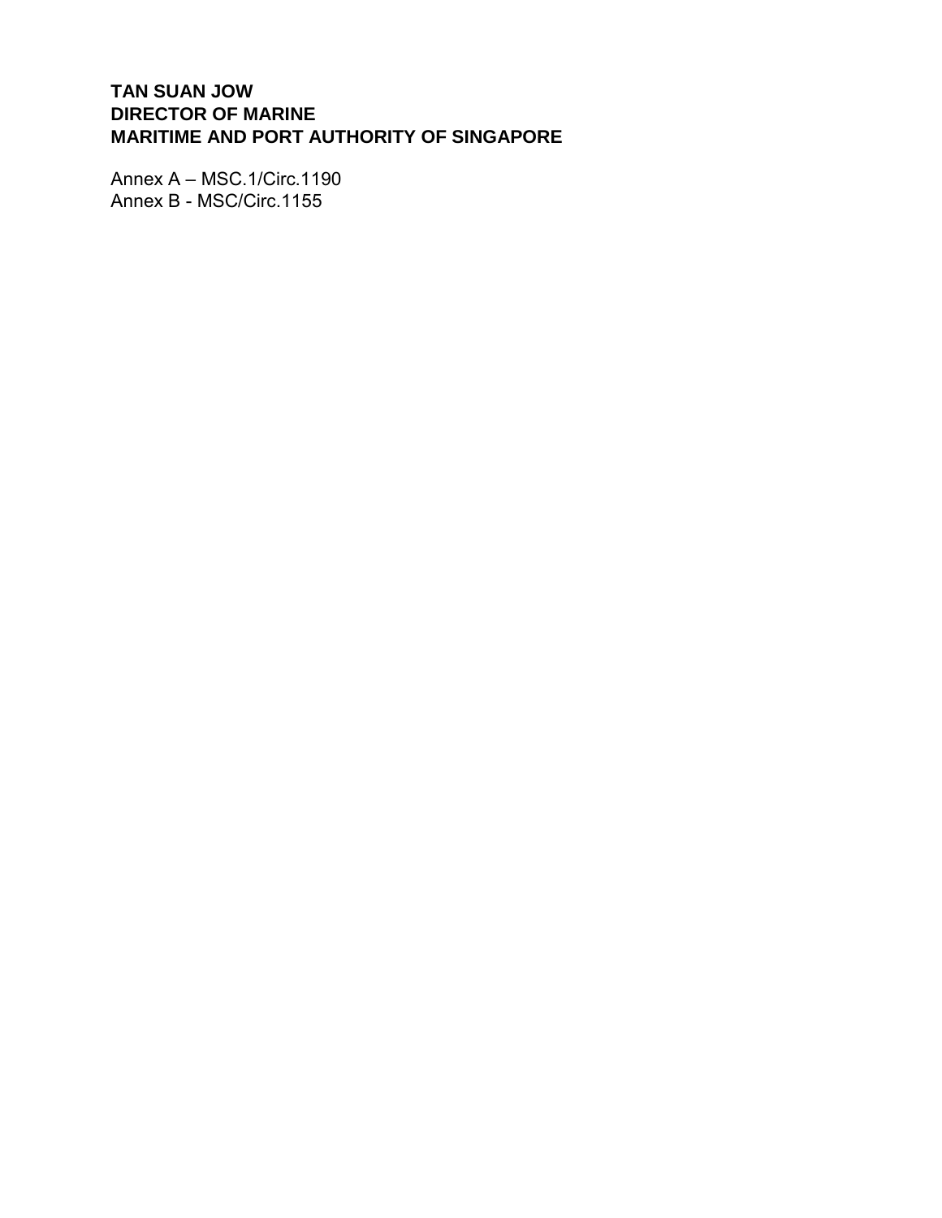**TAN SUAN JOW**
**DIRECTOR OF MARINE**
**MARITIME AND PORT AUTHORITY OF SINGAPORE**

Annex A – MSC.1/Circ.1190
Annex B - MSC/Circ.1155